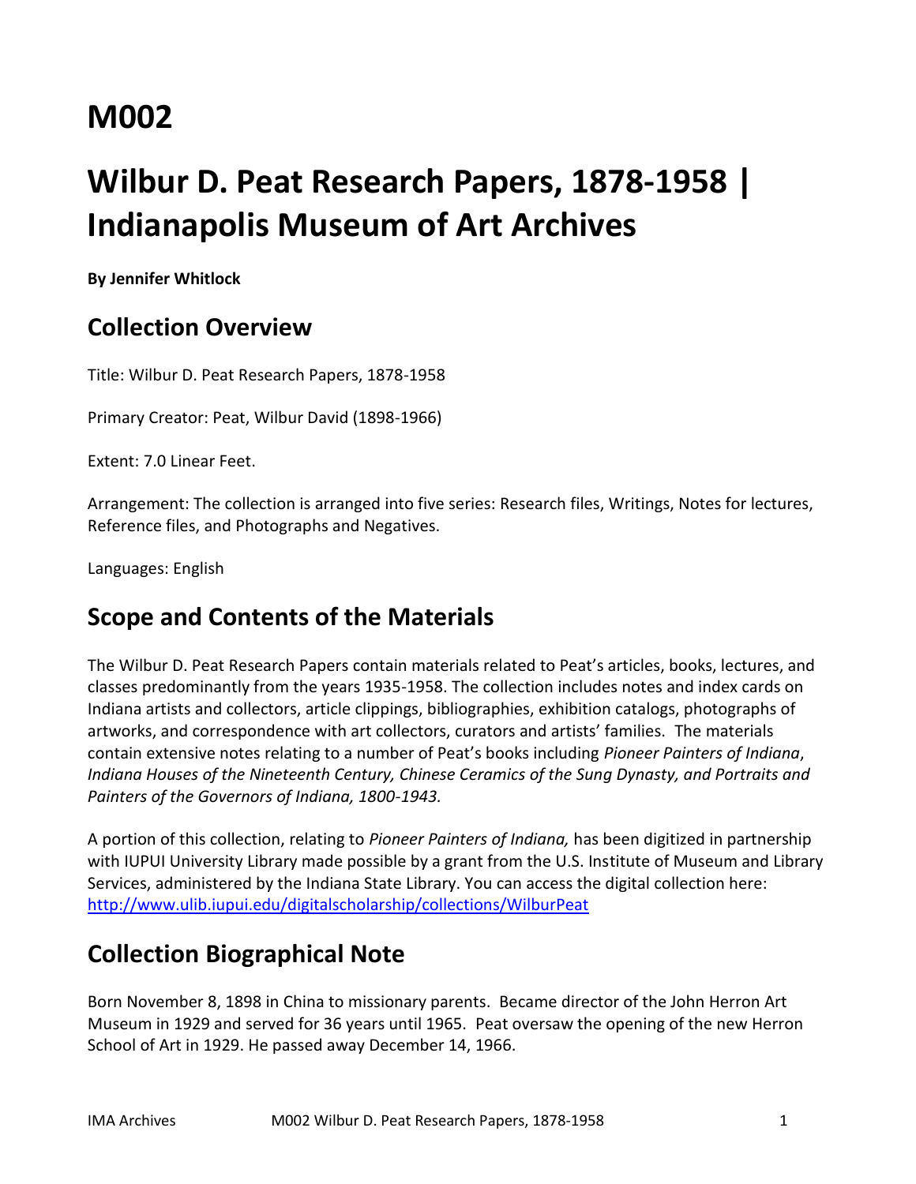# M002

# Wilbur D. Peat Research Papers, 1878-1958 | Indianapolis Museum of Art Archives

**By Jennifer Whitlock**

## Collection Overview

Title: Wilbur D. Peat Research Papers, 1878-1958

Primary Creator: Peat, Wilbur David (1898-1966)

Extent: 7.0 Linear Feet.

Arrangement: The collection is arranged into five series: Research files, Writings, Notes for lectures, Reference files, and Photographs and Negatives.

Languages: English

## Scope and Contents of the Materials

The Wilbur D. Peat Research Papers contain materials related to Peat's articles, books, lectures, and classes predominantly from the years 1935-1958. The collection includes notes and index cards on Indiana artists and collectors, article clippings, bibliographies, exhibition catalogs, photographs of artworks, and correspondence with art collectors, curators and artists' families. The materials contain extensive notes relating to a number of Peat's books including *Pioneer Painters of Indiana*, *Indiana Houses of the Nineteenth Century, Chinese Ceramics of the Sung Dynasty, and Portraits and Painters of the Governors of Indiana, 1800-1943.*

A portion of this collection, relating to *Pioneer Painters of Indiana,* has been digitized in partnership with IUPUI University Library made possible by a grant from the U.S. Institute of Museum and Library Services, administered by the Indiana State Library. You can access the digital collection here: http://www.ulib.iupui.edu/digitalscholarship/collections/WilburPeat

## Collection Biographical Note

Born November 8, 1898 in China to missionary parents. Became director of the John Herron Art Museum in 1929 and served for 36 years until 1965. Peat oversaw the opening of the new Herron School of Art in 1929. He passed away December 14, 1966.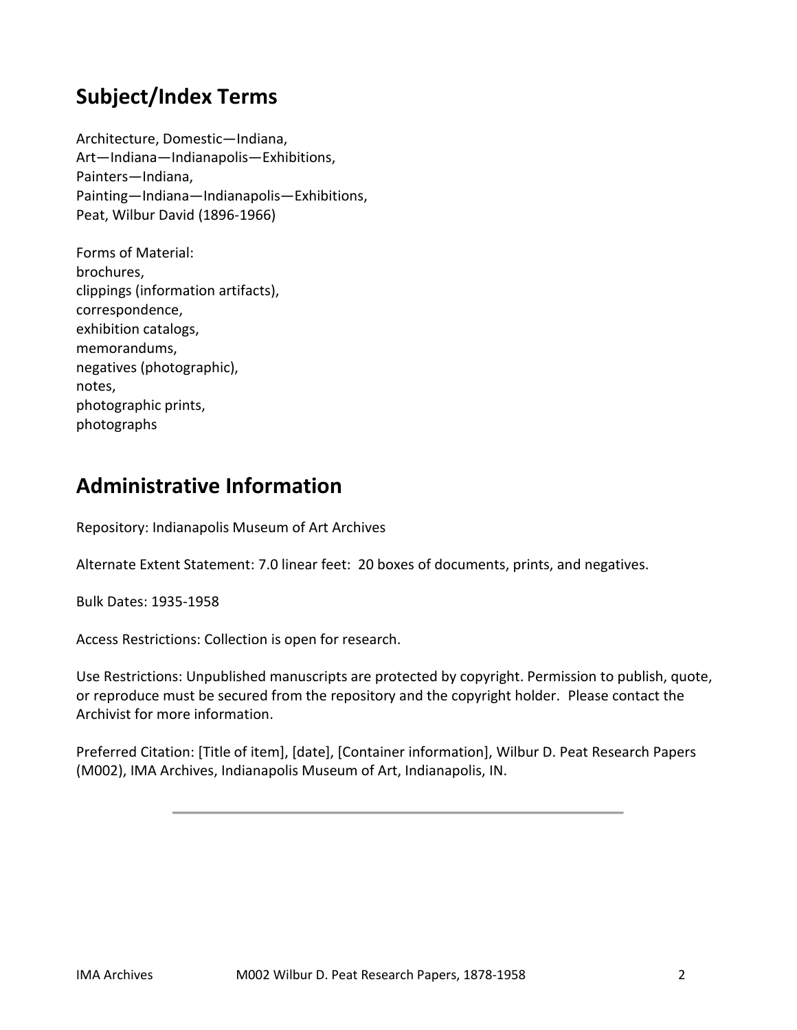## Subject/Index Terms

Architecture, Domestic—Indiana,
Art—Indiana—Indianapolis—Exhibitions,
Painters—Indiana,
Painting—Indiana—Indianapolis—Exhibitions,
Peat, Wilbur David (1896-1966)

Forms of Material:
brochures,
clippings (information artifacts),
correspondence,
exhibition catalogs,
memorandums,
negatives (photographic),
notes,
photographic prints,
photographs

## Administrative Information

Repository: Indianapolis Museum of Art Archives

Alternate Extent Statement: 7.0 linear feet: 20 boxes of documents, prints, and negatives.

Bulk Dates: 1935-1958

Access Restrictions: Collection is open for research.

Use Restrictions: Unpublished manuscripts are protected by copyright. Permission to publish, quote, or reproduce must be secured from the repository and the copyright holder. Please contact the Archivist for more information.

Preferred Citation: [Title of item], [date], [Container information], Wilbur D. Peat Research Papers (M002), IMA Archives, Indianapolis Museum of Art, Indianapolis, IN.

---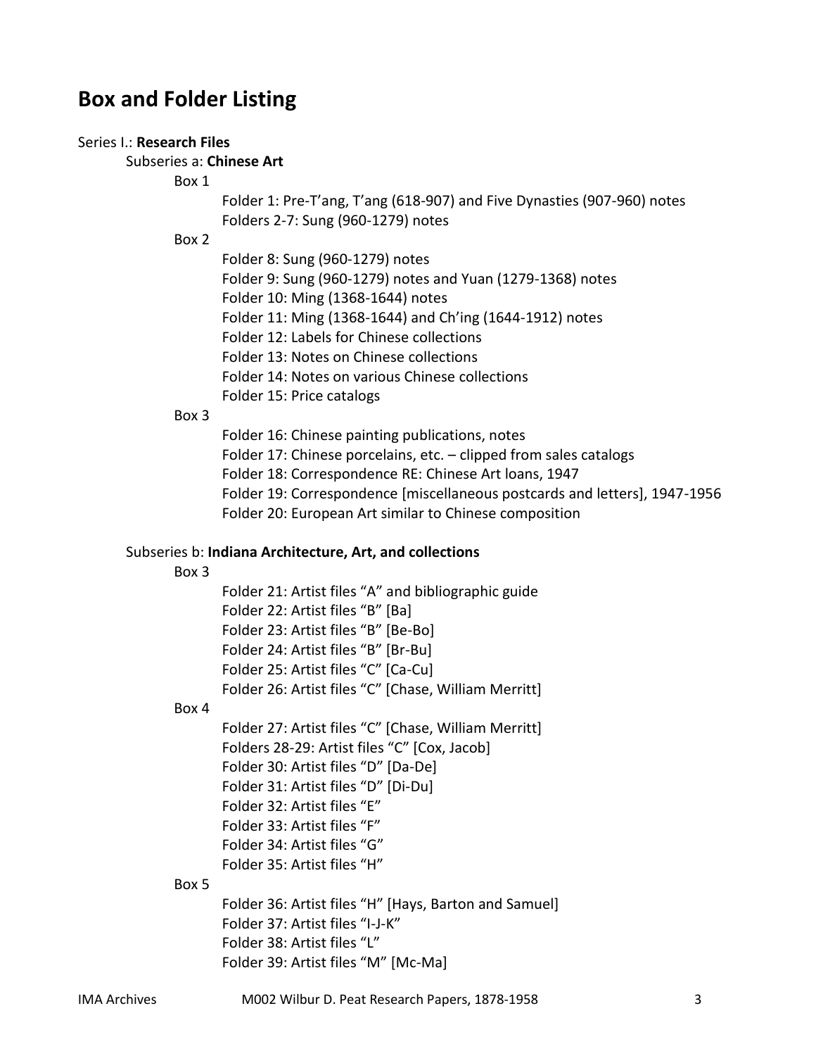## Box and Folder Listing

Series I.: **Research Files**

Subseries a: **Chinese Art**

Box 1

- Folder 1: Pre-T'ang, T'ang (618-907) and Five Dynasties (907-960) notes
- Folders 2-7: Sung (960-1279) notes

Box 2

- Folder 8: Sung (960-1279) notes
- Folder 9: Sung (960-1279) notes and Yuan (1279-1368) notes
- Folder 10: Ming (1368-1644) notes
- Folder 11: Ming (1368-1644) and Ch'ing (1644-1912) notes
- Folder 12: Labels for Chinese collections
- Folder 13: Notes on Chinese collections
- Folder 14: Notes on various Chinese collections
- Folder 15: Price catalogs

Box 3

- Folder 16: Chinese painting publications, notes
- Folder 17: Chinese porcelains, etc. – clipped from sales catalogs
- Folder 18: Correspondence RE: Chinese Art loans, 1947
- Folder 19: Correspondence [miscellaneous postcards and letters], 1947-1956
- Folder 20: European Art similar to Chinese composition

Subseries b: **Indiana Architecture, Art, and collections**

Box 3

- Folder 21: Artist files "A" and bibliographic guide
- Folder 22: Artist files "B" [Ba]
- Folder 23: Artist files "B" [Be-Bo]
- Folder 24: Artist files "B" [Br-Bu]
- Folder 25: Artist files "C" [Ca-Cu]
- Folder 26: Artist files "C" [Chase, William Merritt]

Box 4

- Folder 27: Artist files "C" [Chase, William Merritt]
- Folders 28-29: Artist files "C" [Cox, Jacob]
- Folder 30: Artist files "D" [Da-De]
- Folder 31: Artist files "D" [Di-Du]
- Folder 32: Artist files "E"
- Folder 33: Artist files "F"
- Folder 34: Artist files "G"
- Folder 35: Artist files "H"

Box 5

- Folder 36: Artist files "H" [Hays, Barton and Samuel]
- Folder 37: Artist files "I-J-K"
- Folder 38: Artist files "L"
- Folder 39: Artist files "M" [Mc-Ma]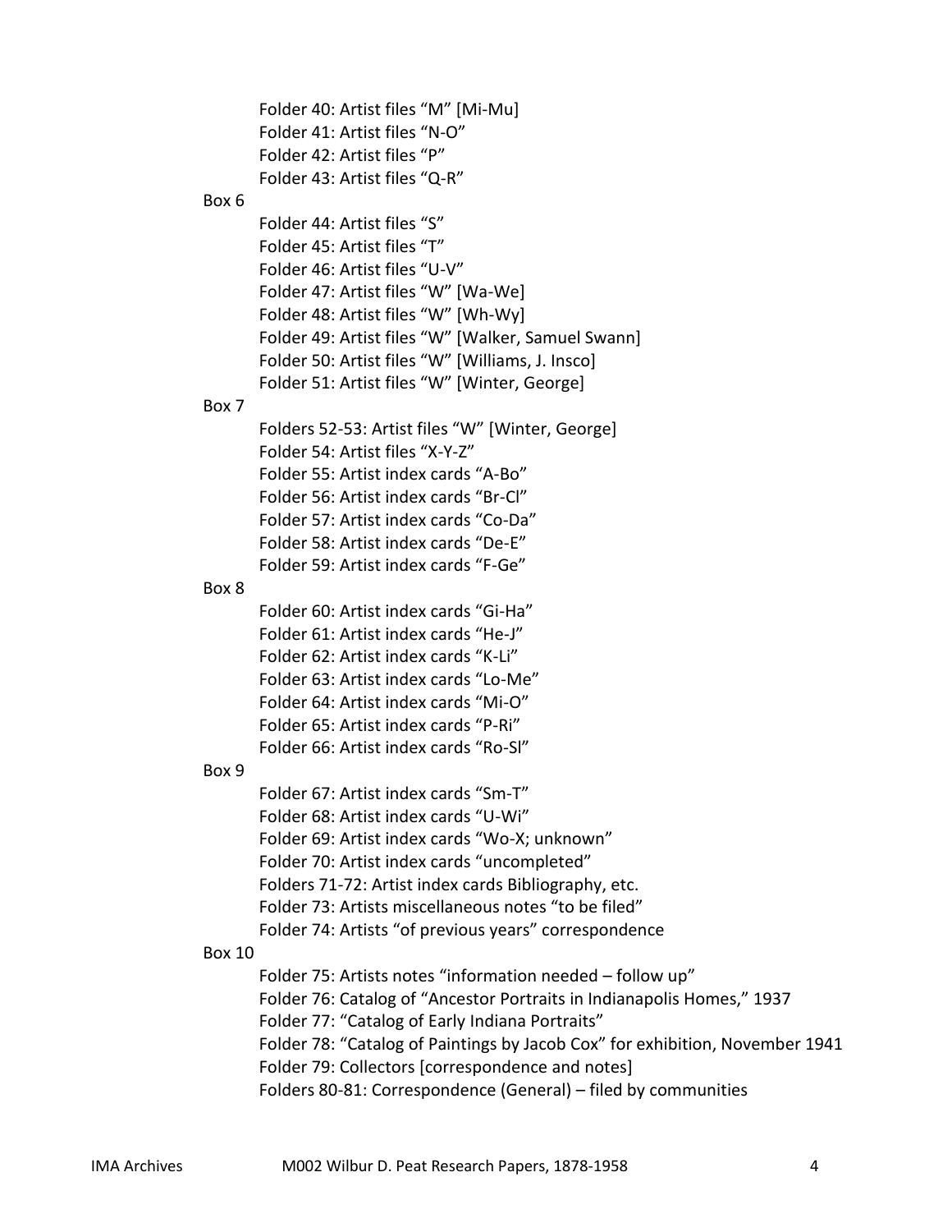Folder 40: Artist files "M" [Mi-Mu]
Folder 41: Artist files "N-O"
Folder 42: Artist files "P"
Folder 43: Artist files "Q-R"

Box 6

Folder 44: Artist files "S"
Folder 45: Artist files "T"
Folder 46: Artist files "U-V"
Folder 47: Artist files "W" [Wa-We]
Folder 48: Artist files "W" [Wh-Wy]
Folder 49: Artist files "W" [Walker, Samuel Swann]
Folder 50: Artist files "W" [Williams, J. Insco]
Folder 51: Artist files "W" [Winter, George]

Box 7

Folders 52-53: Artist files "W" [Winter, George]
Folder 54: Artist files "X-Y-Z"
Folder 55: Artist index cards "A-Bo"
Folder 56: Artist index cards "Br-Cl"
Folder 57: Artist index cards "Co-Da"
Folder 58: Artist index cards "De-E"
Folder 59: Artist index cards "F-Ge"

Box 8

Folder 60: Artist index cards "Gi-Ha"
Folder 61: Artist index cards "He-J"
Folder 62: Artist index cards "K-Li"
Folder 63: Artist index cards "Lo-Me"
Folder 64: Artist index cards "Mi-O"
Folder 65: Artist index cards "P-Ri"
Folder 66: Artist index cards "Ro-Sl"

Box 9

Folder 67: Artist index cards "Sm-T"
Folder 68: Artist index cards "U-Wi"
Folder 69: Artist index cards "Wo-X; unknown"
Folder 70: Artist index cards "uncompleted"
Folders 71-72: Artist index cards Bibliography, etc.
Folder 73: Artists miscellaneous notes "to be filed"
Folder 74: Artists "of previous years" correspondence

Box 10

Folder 75: Artists notes "information needed – follow up"
Folder 76: Catalog of "Ancestor Portraits in Indianapolis Homes," 1937
Folder 77: "Catalog of Early Indiana Portraits"
Folder 78: "Catalog of Paintings by Jacob Cox" for exhibition, November 1941
Folder 79: Collectors [correspondence and notes]
Folders 80-81: Correspondence (General) – filed by communities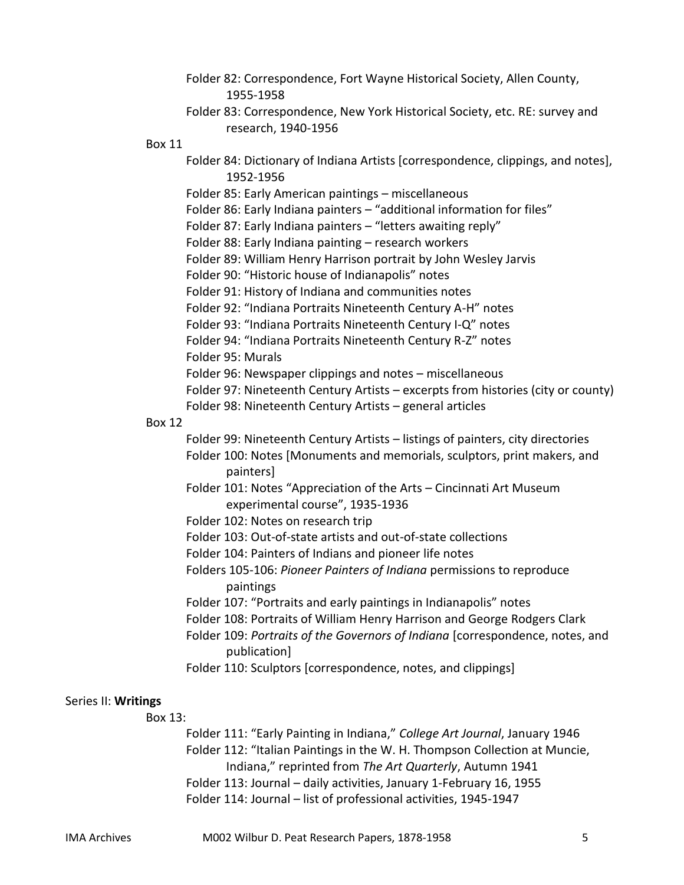Folder 82: Correspondence, Fort Wayne Historical Society, Allen County, 1955-1958

Folder 83: Correspondence, New York Historical Society, etc. RE: survey and research, 1940-1956

Box 11

Folder 84: Dictionary of Indiana Artists [correspondence, clippings, and notes], 1952-1956

Folder 85: Early American paintings – miscellaneous

Folder 86: Early Indiana painters – "additional information for files"

Folder 87: Early Indiana painters – "letters awaiting reply"

Folder 88: Early Indiana painting – research workers

Folder 89: William Henry Harrison portrait by John Wesley Jarvis

Folder 90: "Historic house of Indianapolis" notes

Folder 91: History of Indiana and communities notes

Folder 92: "Indiana Portraits Nineteenth Century A-H" notes

Folder 93: "Indiana Portraits Nineteenth Century I-Q" notes

Folder 94: "Indiana Portraits Nineteenth Century R-Z" notes

Folder 95: Murals

Folder 96: Newspaper clippings and notes – miscellaneous

Folder 97: Nineteenth Century Artists – excerpts from histories (city or county)

Folder 98: Nineteenth Century Artists – general articles

Box 12

Folder 99: Nineteenth Century Artists – listings of painters, city directories

Folder 100: Notes [Monuments and memorials, sculptors, print makers, and painters]

Folder 101: Notes "Appreciation of the Arts – Cincinnati Art Museum experimental course", 1935-1936

Folder 102: Notes on research trip

Folder 103: Out-of-state artists and out-of-state collections

Folder 104: Painters of Indians and pioneer life notes

Folders 105-106: *Pioneer Painters of Indiana* permissions to reproduce paintings

Folder 107: "Portraits and early paintings in Indianapolis" notes

Folder 108: Portraits of William Henry Harrison and George Rodgers Clark

Folder 109: *Portraits of the Governors of Indiana* [correspondence, notes, and publication]

Folder 110: Sculptors [correspondence, notes, and clippings]

Series II: **Writings**

Box 13:

Folder 111: "Early Painting in Indiana," *College Art Journal*, January 1946

Folder 112: "Italian Paintings in the W. H. Thompson Collection at Muncie, Indiana," reprinted from *The Art Quarterly*, Autumn 1941

Folder 113: Journal – daily activities, January 1-February 16, 1955

Folder 114: Journal – list of professional activities, 1945-1947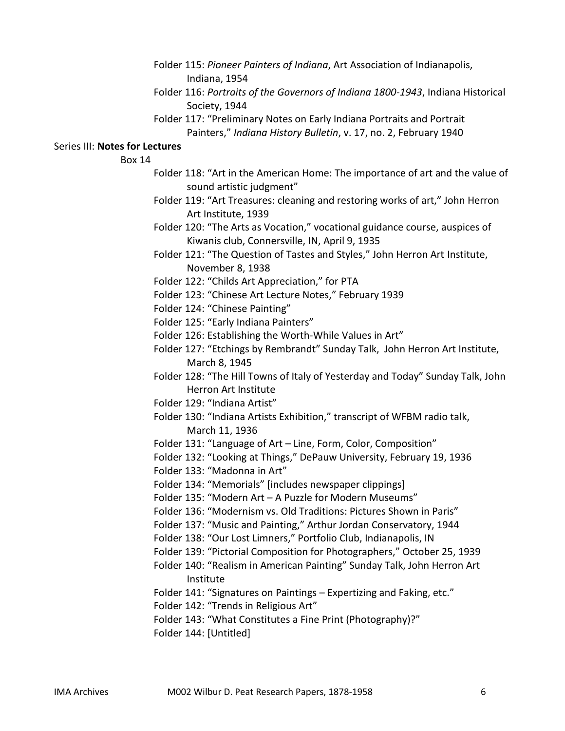Folder 115: *Pioneer Painters of Indiana*, Art Association of Indianapolis, Indiana, 1954

Folder 116: *Portraits of the Governors of Indiana 1800-1943*, Indiana Historical Society, 1944

Folder 117: "Preliminary Notes on Early Indiana Portraits and Portrait Painters," *Indiana History Bulletin*, v. 17, no. 2, February 1940

Series III: **Notes for Lectures**

Box 14

Folder 118: "Art in the American Home: The importance of art and the value of sound artistic judgment"

Folder 119: "Art Treasures: cleaning and restoring works of art," John Herron Art Institute, 1939

Folder 120: "The Arts as Vocation," vocational guidance course, auspices of Kiwanis club, Connersville, IN, April 9, 1935

Folder 121: "The Question of Tastes and Styles," John Herron Art Institute, November 8, 1938

Folder 122: "Childs Art Appreciation," for PTA

Folder 123: "Chinese Art Lecture Notes," February 1939

Folder 124: "Chinese Painting"

Folder 125: "Early Indiana Painters"

Folder 126: Establishing the Worth-While Values in Art"

Folder 127: "Etchings by Rembrandt" Sunday Talk, John Herron Art Institute, March 8, 1945

Folder 128: "The Hill Towns of Italy of Yesterday and Today" Sunday Talk, John Herron Art Institute

Folder 129: "Indiana Artist"

Folder 130: "Indiana Artists Exhibition," transcript of WFBM radio talk, March 11, 1936

Folder 131: "Language of Art – Line, Form, Color, Composition"

Folder 132: "Looking at Things," DePauw University, February 19, 1936

Folder 133: "Madonna in Art"

Folder 134: "Memorials" [includes newspaper clippings]

Folder 135: "Modern Art – A Puzzle for Modern Museums"

Folder 136: "Modernism vs. Old Traditions: Pictures Shown in Paris"

Folder 137: "Music and Painting," Arthur Jordan Conservatory, 1944

Folder 138: "Our Lost Limners," Portfolio Club, Indianapolis, IN

Folder 139: "Pictorial Composition for Photographers," October 25, 1939

Folder 140: "Realism in American Painting" Sunday Talk, John Herron Art Institute

Folder 141: "Signatures on Paintings – Expertizing and Faking, etc."

Folder 142: "Trends in Religious Art"

Folder 143: "What Constitutes a Fine Print (Photography)?"

Folder 144: [Untitled]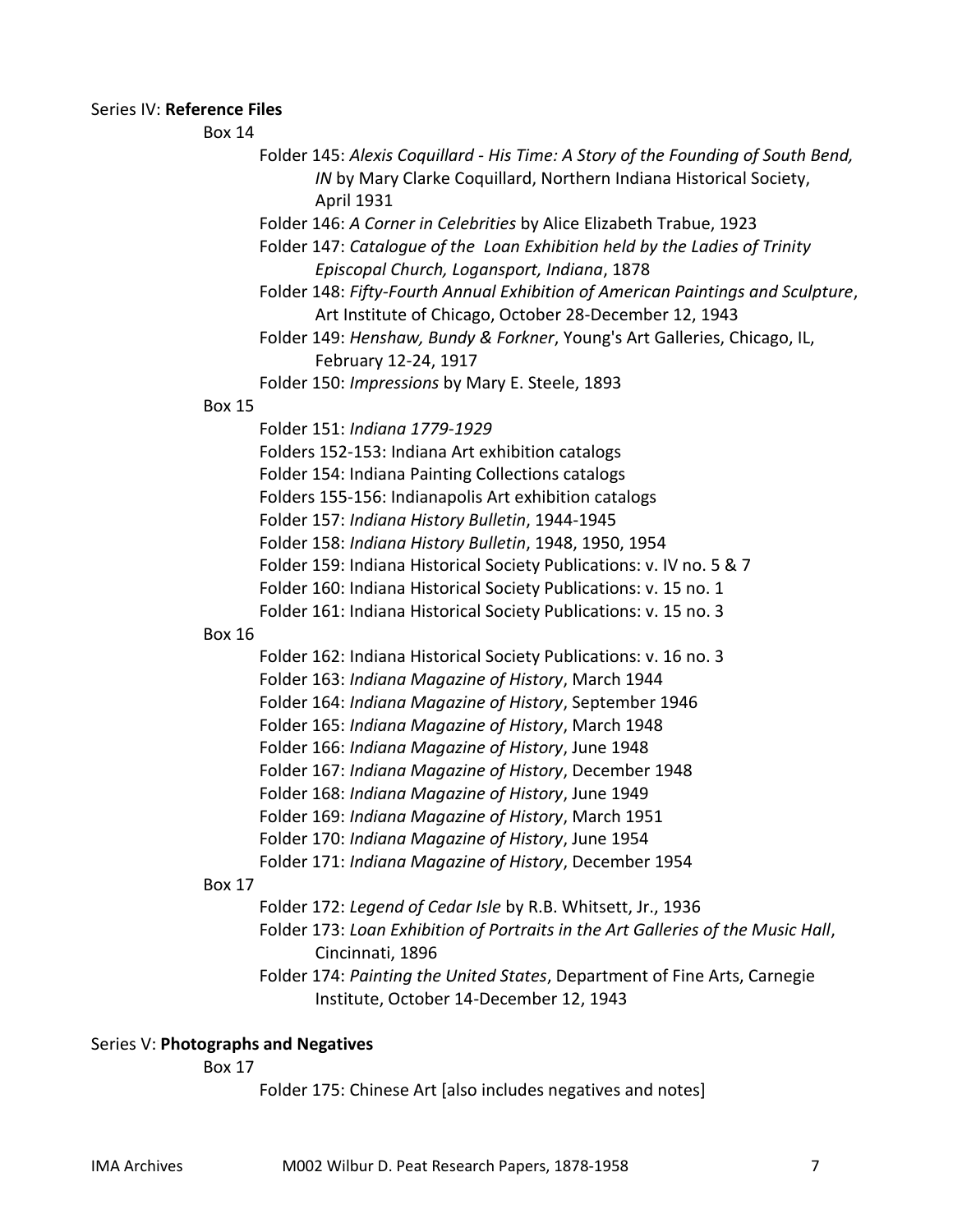Series IV: **Reference Files**

Box 14

- Folder 145: *Alexis Coquillard - His Time: A Story of the Founding of South Bend, IN* by Mary Clarke Coquillard, Northern Indiana Historical Society, April 1931
- Folder 146: *A Corner in Celebrities* by Alice Elizabeth Trabue, 1923
- Folder 147: *Catalogue of the Loan Exhibition held by the Ladies of Trinity Episcopal Church, Logansport, Indiana*, 1878
- Folder 148: *Fifty-Fourth Annual Exhibition of American Paintings and Sculpture*, Art Institute of Chicago, October 28-December 12, 1943
- Folder 149: *Henshaw, Bundy & Forkner*, Young's Art Galleries, Chicago, IL, February 12-24, 1917
- Folder 150: *Impressions* by Mary E. Steele, 1893

Box 15

- Folder 151: *Indiana 1779-1929*
- Folders 152-153: Indiana Art exhibition catalogs
- Folder 154: Indiana Painting Collections catalogs
- Folders 155-156: Indianapolis Art exhibition catalogs
- Folder 157: *Indiana History Bulletin*, 1944-1945
- Folder 158: *Indiana History Bulletin*, 1948, 1950, 1954
- Folder 159: Indiana Historical Society Publications: v. IV no. 5 & 7
- Folder 160: Indiana Historical Society Publications: v. 15 no. 1
- Folder 161: Indiana Historical Society Publications: v. 15 no. 3

Box 16

- Folder 162: Indiana Historical Society Publications: v. 16 no. 3
- Folder 163: *Indiana Magazine of History*, March 1944
- Folder 164: *Indiana Magazine of History*, September 1946
- Folder 165: *Indiana Magazine of History*, March 1948
- Folder 166: *Indiana Magazine of History*, June 1948
- Folder 167: *Indiana Magazine of History*, December 1948
- Folder 168: *Indiana Magazine of History*, June 1949
- Folder 169: *Indiana Magazine of History*, March 1951
- Folder 170: *Indiana Magazine of History*, June 1954
- Folder 171: *Indiana Magazine of History*, December 1954

Box 17

- Folder 172: *Legend of Cedar Isle* by R.B. Whitsett, Jr., 1936
- Folder 173: *Loan Exhibition of Portraits in the Art Galleries of the Music Hall*, Cincinnati, 1896
- Folder 174: *Painting the United States*, Department of Fine Arts, Carnegie Institute, October 14-December 12, 1943

Series V: **Photographs and Negatives**

Box 17

- Folder 175: Chinese Art [also includes negatives and notes]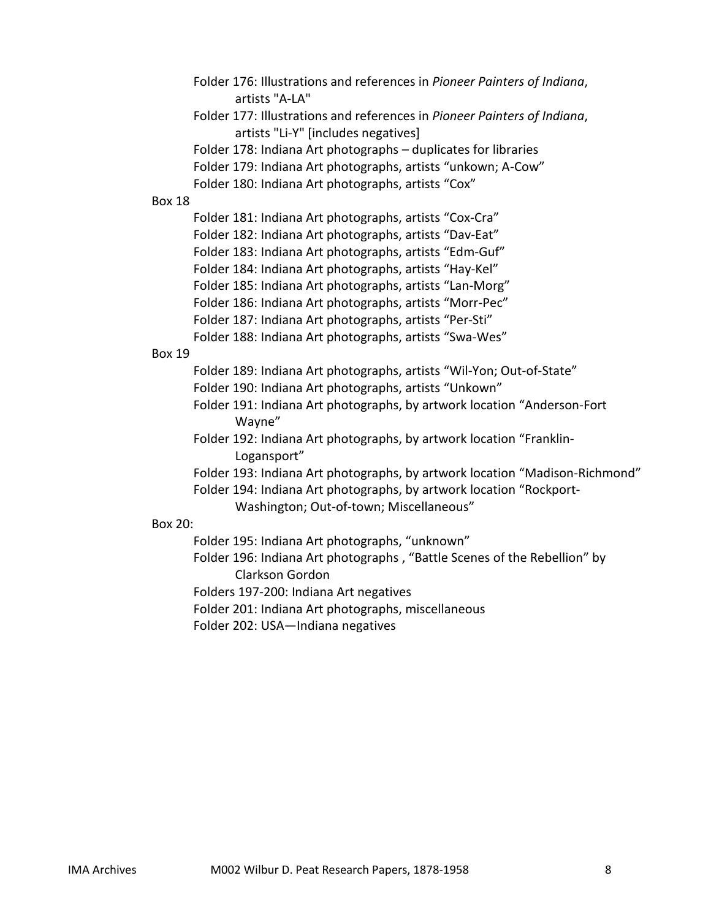Folder 176: Illustrations and references in *Pioneer Painters of Indiana*, artists "A-LA"

Folder 177: Illustrations and references in *Pioneer Painters of Indiana*, artists "Li-Y" [includes negatives]

Folder 178: Indiana Art photographs – duplicates for libraries

Folder 179: Indiana Art photographs, artists "unkown; A-Cow"

Folder 180: Indiana Art photographs, artists "Cox"

Box 18

Folder 181: Indiana Art photographs, artists "Cox-Cra"

Folder 182: Indiana Art photographs, artists "Dav-Eat"

Folder 183: Indiana Art photographs, artists "Edm-Guf"

Folder 184: Indiana Art photographs, artists "Hay-Kel"

Folder 185: Indiana Art photographs, artists "Lan-Morg"

Folder 186: Indiana Art photographs, artists "Morr-Pec"

Folder 187: Indiana Art photographs, artists "Per-Sti"

Folder 188: Indiana Art photographs, artists "Swa-Wes"

Box 19

Folder 189: Indiana Art photographs, artists "Wil-Yon; Out-of-State"

Folder 190: Indiana Art photographs, artists "Unkown"

Folder 191: Indiana Art photographs, by artwork location "Anderson-Fort Wayne"

Folder 192: Indiana Art photographs, by artwork location "Franklin-Logansport"

Folder 193: Indiana Art photographs, by artwork location "Madison-Richmond"

Folder 194: Indiana Art photographs, by artwork location "Rockport-Washington; Out-of-town; Miscellaneous"

Box 20:

Folder 195: Indiana Art photographs, "unknown"

Folder 196: Indiana Art photographs , "Battle Scenes of the Rebellion" by Clarkson Gordon

Folders 197-200: Indiana Art negatives

Folder 201: Indiana Art photographs, miscellaneous

Folder 202: USA—Indiana negatives